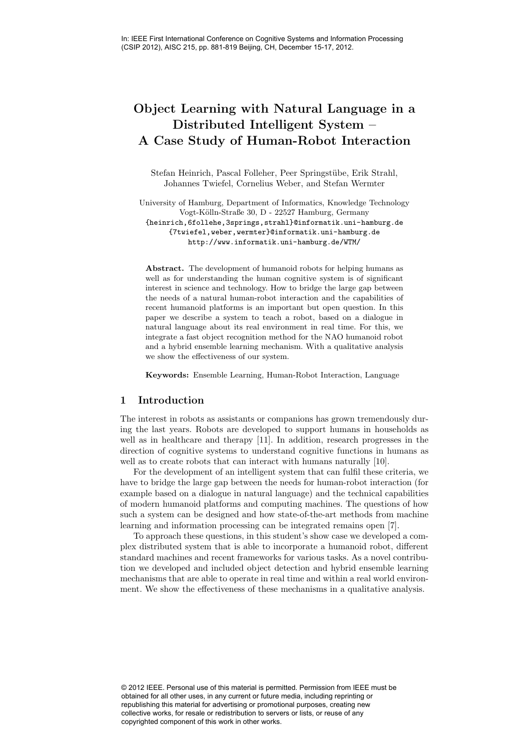In: IEEE First International Conference on Cognitive Systems and Information Processing (CSIP 2012), AISC 215, pp. 881-819 Beijing, CH, December 15-17, 2012.

# Object Learning with Natural Language in a Distributed Intelligent System – A Case Study of Human-Robot Interaction

Stefan Heinrich, Pascal Folleher, Peer Springstübe, Erik Strahl, Johannes Twiefel, Cornelius Weber, and Stefan Wermter

University of Hamburg, Department of Informatics, Knowledge Technology
Vogt-Kölln-Straße 30, D - 22527 Hamburg, Germany
{heinrich,6follehe,3springs,strahl}@informatik.uni-hamburg.de
{7twiefel,weber,wermter}@informatik.uni-hamburg.de
http://www.informatik.uni-hamburg.de/WTM/

**Abstract.** The development of humanoid robots for helping humans as well as for understanding the human cognitive system is of significant interest in science and technology. How to bridge the large gap between the needs of a natural human-robot interaction and the capabilities of recent humanoid platforms is an important but open question. In this paper we describe a system to teach a robot, based on a dialogue in natural language about its real environment in real time. For this, we integrate a fast object recognition method for the NAO humanoid robot and a hybrid ensemble learning mechanism. With a qualitative analysis we show the effectiveness of our system.

**Keywords:** Ensemble Learning, Human-Robot Interaction, Language

## 1 Introduction

The interest in robots as assistants or companions has grown tremendously during the last years. Robots are developed to support humans in households as well as in healthcare and therapy [11]. In addition, research progresses in the direction of cognitive systems to understand cognitive functions in humans as well as to create robots that can interact with humans naturally [10].

For the development of an intelligent system that can fulfil these criteria, we have to bridge the large gap between the needs for human-robot interaction (for example based on a dialogue in natural language) and the technical capabilities of modern humanoid platforms and computing machines. The questions of how such a system can be designed and how state-of-the-art methods from machine learning and information processing can be integrated remains open [7].

To approach these questions, in this student's show case we developed a complex distributed system that is able to incorporate a humanoid robot, different standard machines and recent frameworks for various tasks. As a novel contribution we developed and included object detection and hybrid ensemble learning mechanisms that are able to operate in real time and within a real world environment. We show the effectiveness of these mechanisms in a qualitative analysis.

© 2012 IEEE. Personal use of this material is permitted. Permission from IEEE must be obtained for all other uses, in any current or future media, including reprinting or republishing this material for advertising or promotional purposes, creating new collective works, for resale or redistribution to servers or lists, or reuse of any copyrighted component of this work in other works.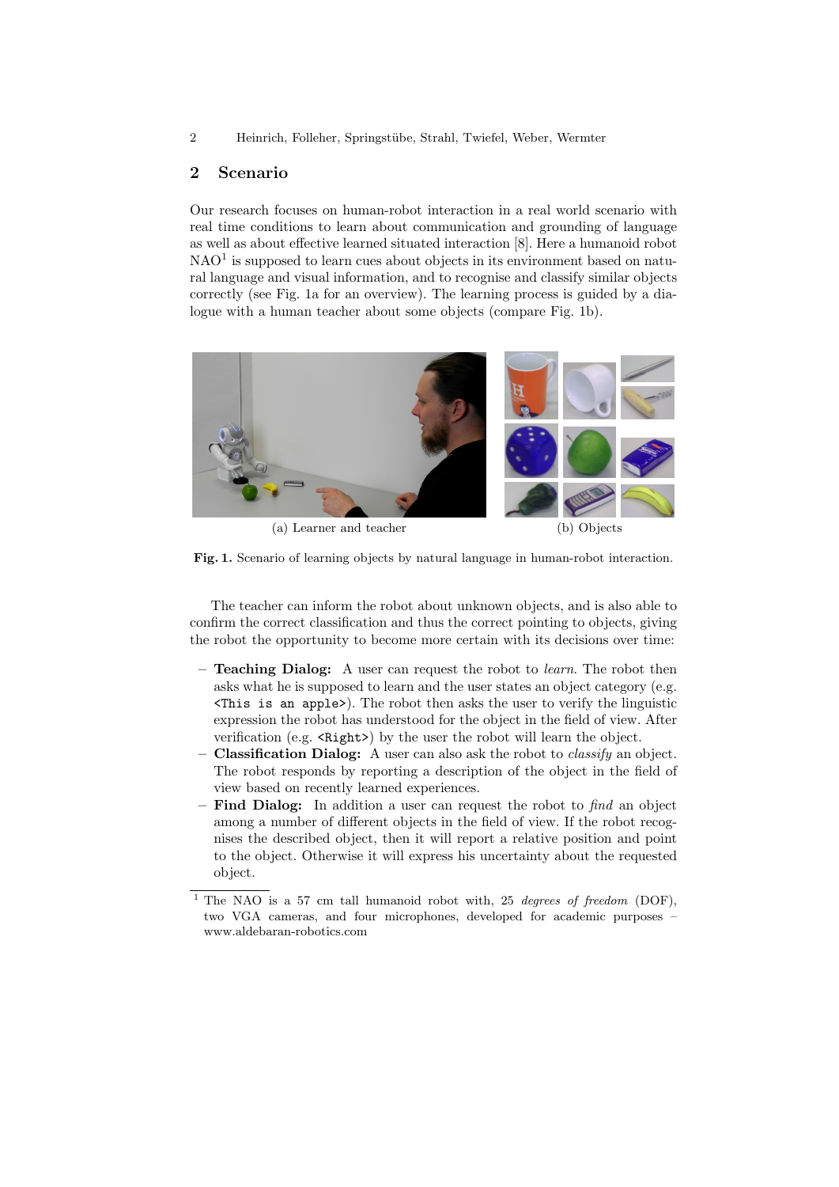## 2 Scenario

Our research focuses on human-robot interaction in a real world scenario with real time conditions to learn about communication and grounding of language as well as about effective learned situated interaction [8]. Here a humanoid robot NAO[1] is supposed to learn cues about objects in its environment based on natural language and visual information, and to recognise and classify similar objects correctly (see Fig. 1a for an overview). The learning process is guided by a dialogue with a human teacher about some objects (compare Fig. 1b).

(a) Learner and teacher

(b) Objects

**Fig. 1.** Scenario of learning objects by natural language in human-robot interaction.

The teacher can inform the robot about unknown objects, and is also able to confirm the correct classification and thus the correct pointing to objects, giving the robot the opportunity to become more certain with its decisions over time:

- **Teaching Dialog:** A user can request the robot to *learn*. The robot then asks what he is supposed to learn and the user states an object category (e.g. `<This is an apple>`). The robot then asks the user to verify the linguistic expression the robot has understood for the object in the field of view. After verification (e.g. `<Right>`) by the user the robot will learn the object.
- **Classification Dialog:** A user can also ask the robot to *classify* an object. The robot responds by reporting a description of the object in the field of view based on recently learned experiences.
- **Find Dialog:** In addition a user can request the robot to *find* an object among a number of different objects in the field of view. If the robot recognises the described object, then it will report a relative position and point to the object. Otherwise it will express his uncertainty about the requested object.

[1] The NAO is a 57 cm tall humanoid robot with, 25 *degrees of freedom* (DOF), two VGA cameras, and four microphones, developed for academic purposes – www.aldebaran-robotics.com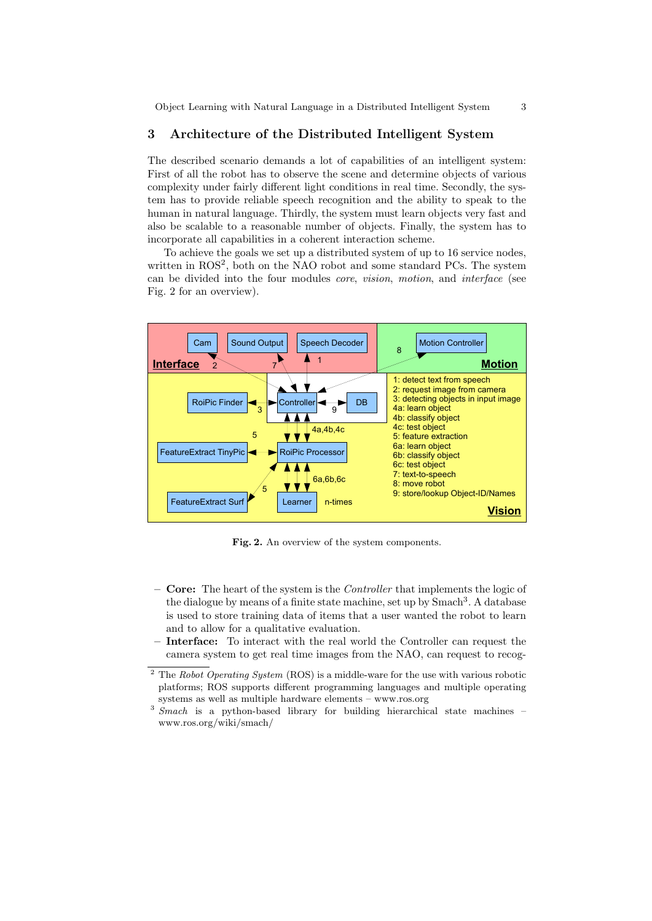## 3 Architecture of the Distributed Intelligent System

The described scenario demands a lot of capabilities of an intelligent system: First of all the robot has to observe the scene and determine objects of various complexity under fairly different light conditions in real time. Secondly, the system has to provide reliable speech recognition and the ability to speak to the human in natural language. Thirdly, the system must learn objects very fast and also be scalable to a reasonable number of objects. Finally, the system has to incorporate all capabilities in a coherent interaction scheme.

To achieve the goals we set up a distributed system of up to 16 service nodes, written in ROS[2], both on the NAO robot and some standard PCs. The system can be divided into the four modules *core*, *vision*, *motion*, and *interface* (see Fig. 2 for an overview).

**Fig. 2.** An overview of the system components.

- **Core:** The heart of the system is the *Controller* that implements the logic of the dialogue by means of a finite state machine, set up by Smach[3]. A database is used to store training data of items that a user wanted the robot to learn and to allow for a qualitative evaluation.
- **Interface:** To interact with the real world the Controller can request the camera system to get real time images from the NAO, can request to recog-

[2] The *Robot Operating System* (ROS) is a middle-ware for the use with various robotic platforms; ROS supports different programming languages and multiple operating systems as well as multiple hardware elements – www.ros.org

[3] *Smach* is a python-based library for building hierarchical state machines – www.ros.org/wiki/smach/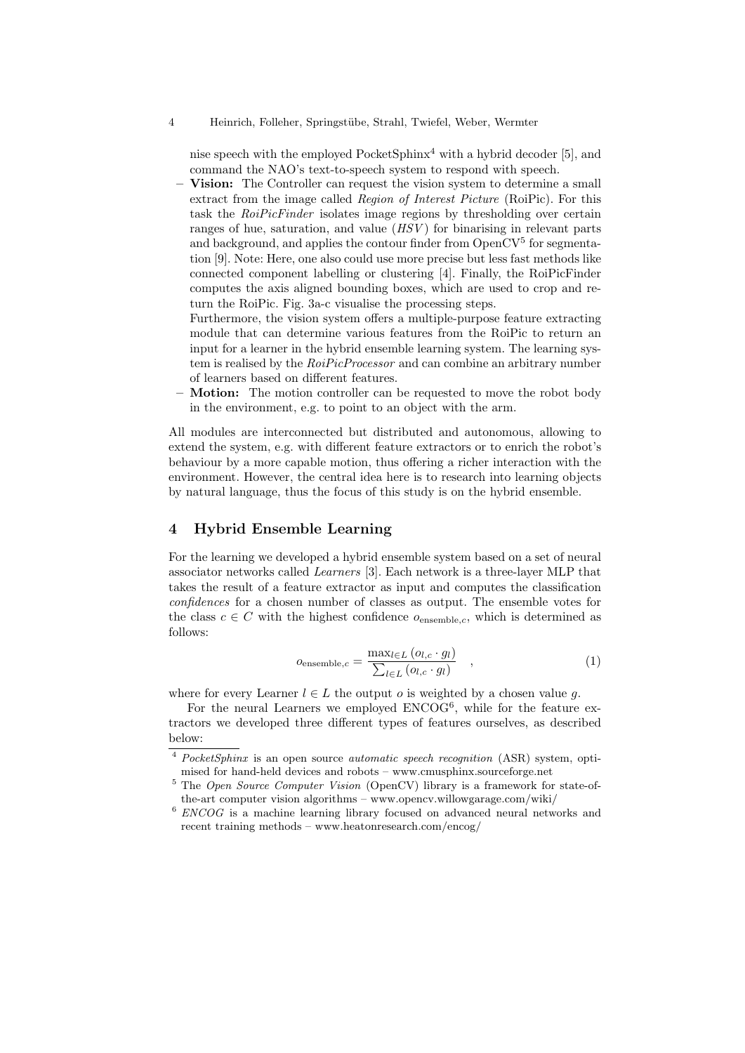nise speech with the employed PocketSphinx[4] with a hybrid decoder [5], and command the NAO's text-to-speech system to respond with speech.

- **Vision:** The Controller can request the vision system to determine a small extract from the image called *Region of Interest Picture* (RoiPic). For this task the *RoiPicFinder* isolates image regions by thresholding over certain ranges of hue, saturation, and value (*HSV*) for binarising in relevant parts and background, and applies the contour finder from OpenCV[5] for segmentation [9]. Note: Here, one also could use more precise but less fast methods like connected component labelling or clustering [4]. Finally, the RoiPicFinder computes the axis aligned bounding boxes, which are used to crop and return the RoiPic. Fig. 3a-c visualise the processing steps.
  Furthermore, the vision system offers a multiple-purpose feature extracting module that can determine various features from the RoiPic to return an input for a learner in the hybrid ensemble learning system. The learning system is realised by the *RoiPicProcessor* and can combine an arbitrary number of learners based on different features.
- **Motion:** The motion controller can be requested to move the robot body in the environment, e.g. to point to an object with the arm.

All modules are interconnected but distributed and autonomous, allowing to extend the system, e.g. with different feature extractors or to enrich the robot's behaviour by a more capable motion, thus offering a richer interaction with the environment. However, the central idea here is to research into learning objects by natural language, thus the focus of this study is on the hybrid ensemble.

## 4 Hybrid Ensemble Learning

For the learning we developed a hybrid ensemble system based on a set of neural associator networks called *Learners* [3]. Each network is a three-layer MLP that takes the result of a feature extractor as input and computes the classification *confidences* for a chosen number of classes as output. The ensemble votes for the class $c \in C$ with the highest confidence $o_{\text{ensemble},c}$, which is determined as follows:

$$o_{\text{ensemble},c} = \frac{\max_{l \in L} (o_{l,c} \cdot g_l)}{\sum_{l \in L} (o_{l,c} \cdot g_l)} \quad , \tag{1}$$

where for every Learner $l \in L$ the output $o$ is weighted by a chosen value $g$.

For the neural Learners we employed ENCOG[6], while for the feature extractors we developed three different types of features ourselves, as described below:

---

[4] *PocketSphinx* is an open source *automatic speech recognition* (ASR) system, optimised for hand-held devices and robots – www.cmusphinx.sourceforge.net

[5] The *Open Source Computer Vision* (OpenCV) library is a framework for state-of-the-art computer vision algorithms – www.opencv.willowgarage.com/wiki/

[6] *ENCOG* is a machine learning library focused on advanced neural networks and recent training methods – www.heatonresearch.com/encog/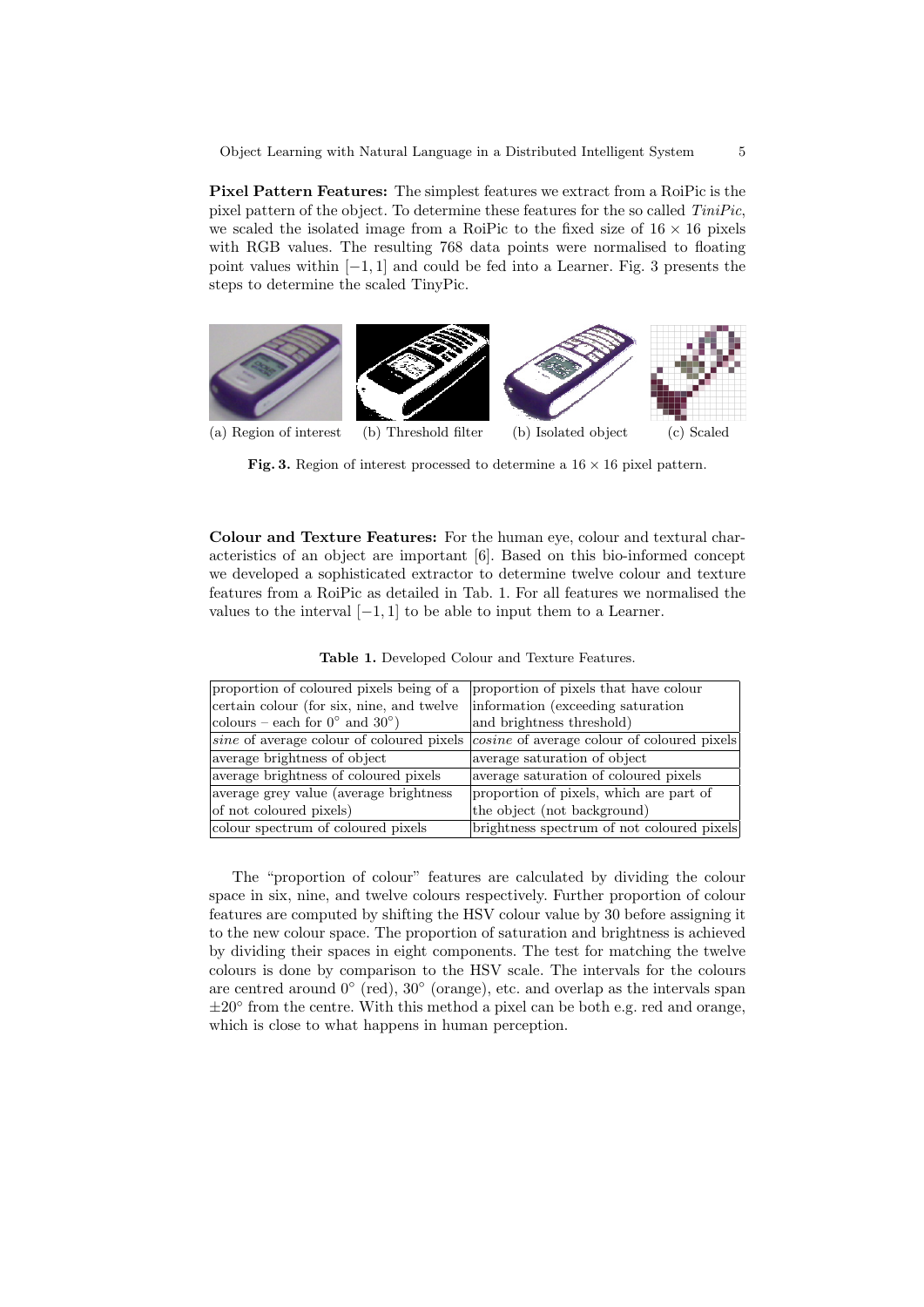**Pixel Pattern Features:** The simplest features we extract from a RoiPic is the pixel pattern of the object. To determine these features for the so called *TiniPic*, we scaled the isolated image from a RoiPic to the fixed size of $16 \times 16$ pixels with RGB values. The resulting 768 data points were normalised to floating point values within $[-1, 1]$ and could be fed into a Learner. Fig. 3 presents the steps to determine the scaled TinyPic.

(a) Region of interest (b) Threshold filter (b) Isolated object (c) Scaled

**Fig. 3.** Region of interest processed to determine a $16 \times 16$ pixel pattern.

**Colour and Texture Features:** For the human eye, colour and textural characteristics of an object are important [6]. Based on this bio-informed concept we developed a sophisticated extractor to determine twelve colour and texture features from a RoiPic as detailed in Tab. 1. For all features we normalised the values to the interval $[-1, 1]$ to be able to input them to a Learner.

**Table 1.** Developed Colour and Texture Features.

| | |
|---|---|
| proportion of coloured pixels being of a certain colour (for six, nine, and twelve colours – each for $0^\circ$ and $30^\circ$) | proportion of pixels that have colour information (exceeding saturation and brightness threshold) |
| *sine* of average colour of coloured pixels | *cosine* of average colour of coloured pixels |
| average brightness of object | average saturation of object |
| average brightness of coloured pixels | average saturation of coloured pixels |
| average grey value (average brightness of not coloured pixels) | proportion of pixels, which are part of the object (not background) |
| colour spectrum of coloured pixels | brightness spectrum of not coloured pixels |

The "proportion of colour" features are calculated by dividing the colour space in six, nine, and twelve colours respectively. Further proportion of colour features are computed by shifting the HSV colour value by 30 before assigning it to the new colour space. The proportion of saturation and brightness is achieved by dividing their spaces in eight components. The test for matching the twelve colours is done by comparison to the HSV scale. The intervals for the colours are centred around $0^\circ$ (red), $30^\circ$ (orange), etc. and overlap as the intervals span $\pm 20^\circ$ from the centre. With this method a pixel can be both e.g. red and orange, which is close to what happens in human perception.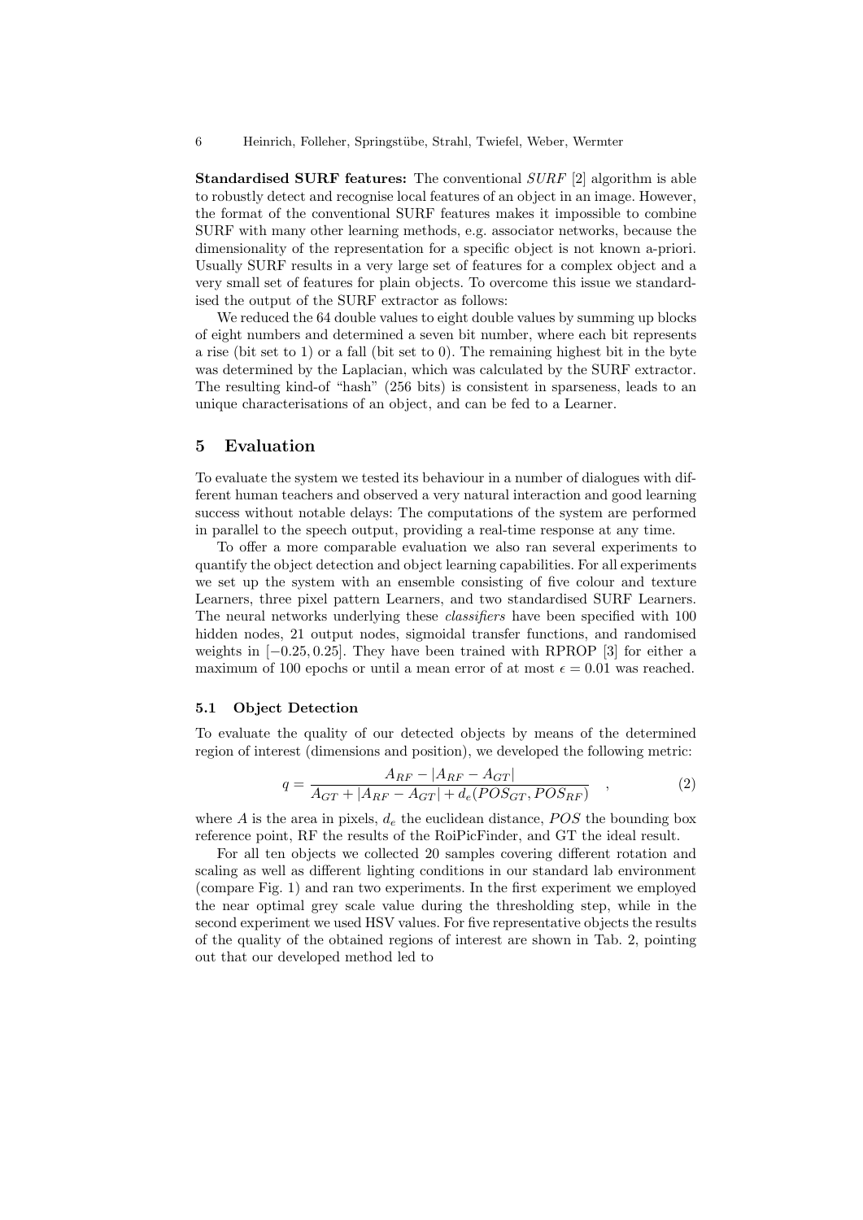**Standardised SURF features:** The conventional *SURF* [2] algorithm is able to robustly detect and recognise local features of an object in an image. However, the format of the conventional SURF features makes it impossible to combine SURF with many other learning methods, e.g. associator networks, because the dimensionality of the representation for a specific object is not known a-priori. Usually SURF results in a very large set of features for a complex object and a very small set of features for plain objects. To overcome this issue we standardised the output of the SURF extractor as follows:

We reduced the 64 double values to eight double values by summing up blocks of eight numbers and determined a seven bit number, where each bit represents a rise (bit set to 1) or a fall (bit set to 0). The remaining highest bit in the byte was determined by the Laplacian, which was calculated by the SURF extractor. The resulting kind-of "hash" (256 bits) is consistent in sparseness, leads to an unique characterisations of an object, and can be fed to a Learner.

## 5 Evaluation

To evaluate the system we tested its behaviour in a number of dialogues with different human teachers and observed a very natural interaction and good learning success without notable delays: The computations of the system are performed in parallel to the speech output, providing a real-time response at any time.

To offer a more comparable evaluation we also ran several experiments to quantify the object detection and object learning capabilities. For all experiments we set up the system with an ensemble consisting of five colour and texture Learners, three pixel pattern Learners, and two standardised SURF Learners. The neural networks underlying these *classifiers* have been specified with 100 hidden nodes, 21 output nodes, sigmoidal transfer functions, and randomised weights in $[-0.25, 0.25]$. They have been trained with RPROP [3] for either a maximum of 100 epochs or until a mean error of at most $\epsilon = 0.01$ was reached.

### 5.1 Object Detection

To evaluate the quality of our detected objects by means of the determined region of interest (dimensions and position), we developed the following metric:

$$q = \frac{A_{RF} - |A_{RF} - A_{GT}|}{A_{GT} + |A_{RF} - A_{GT}| + d_e(POS_{GT}, POS_{RF})} \quad , \tag{2}$$

where $A$ is the area in pixels, $d_e$ the euclidean distance, $POS$ the bounding box reference point, RF the results of the RoiPicFinder, and GT the ideal result.

For all ten objects we collected 20 samples covering different rotation and scaling as well as different lighting conditions in our standard lab environment (compare Fig. 1) and ran two experiments. In the first experiment we employed the near optimal grey scale value during the thresholding step, while in the second experiment we used HSV values. For five representative objects the results of the quality of the obtained regions of interest are shown in Tab. 2, pointing out that our developed method led to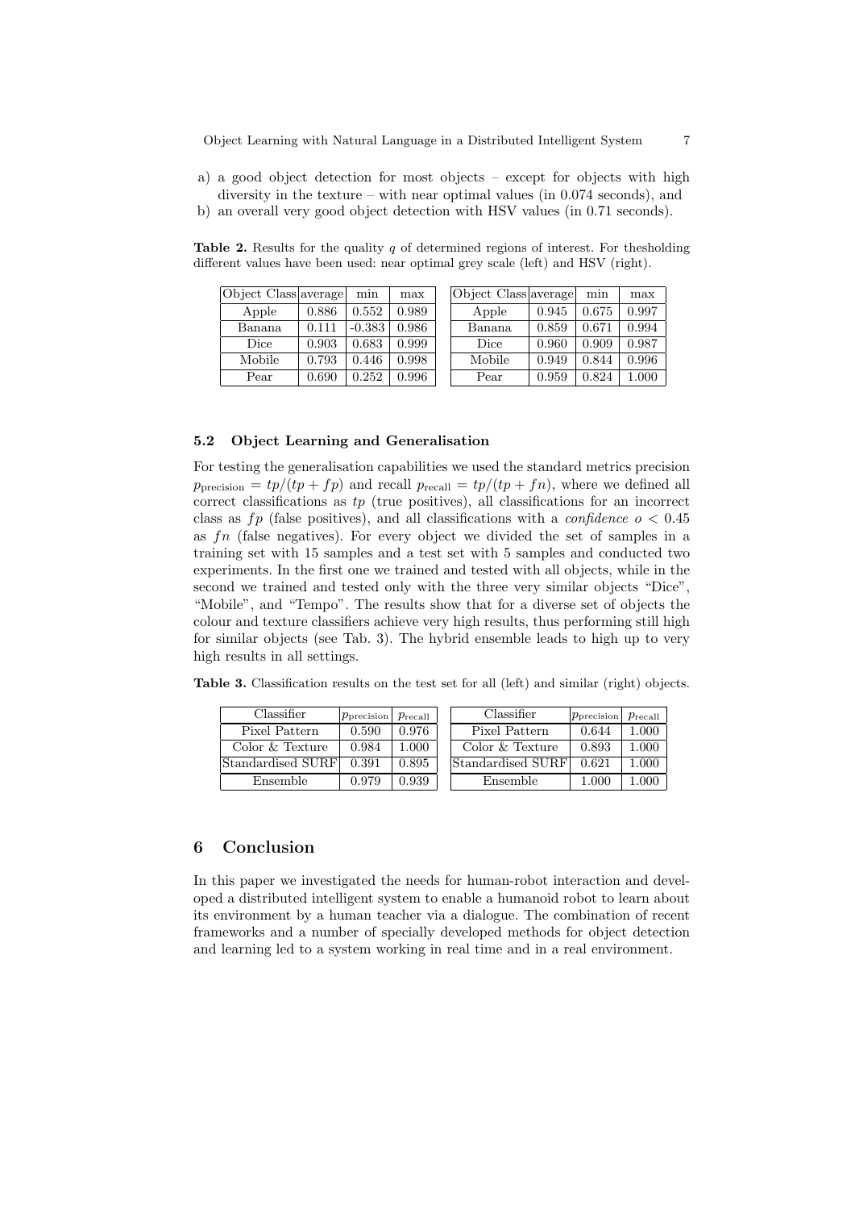a) a good object detection for most objects – except for objects with high diversity in the texture – with near optimal values (in 0.074 seconds), and
b) an overall very good object detection with HSV values (in 0.71 seconds).

**Table 2.** Results for the quality $q$ of determined regions of interest. For thesholding different values have been used: near optimal grey scale (left) and HSV (right).

| Object Class | average | min | max |
|---|---|---|---|
| Apple | 0.886 | 0.552 | 0.989 |
| Banana | 0.111 | -0.383 | 0.986 |
| Dice | 0.903 | 0.683 | 0.999 |
| Mobile | 0.793 | 0.446 | 0.998 |
| Pear | 0.690 | 0.252 | 0.996 |

| Object Class | average | min | max |
|---|---|---|---|
| Apple | 0.945 | 0.675 | 0.997 |
| Banana | 0.859 | 0.671 | 0.994 |
| Dice | 0.960 | 0.909 | 0.987 |
| Mobile | 0.949 | 0.844 | 0.996 |
| Pear | 0.959 | 0.824 | 1.000 |

### 5.2 Object Learning and Generalisation

For testing the generalisation capabilities we used the standard metrics precision $p_{\text{precision}} = tp/(tp + fp)$ and recall $p_{\text{recall}} = tp/(tp + fn)$, where we defined all correct classifications as $tp$ (true positives), all classifications for an incorrect class as $fp$ (false positives), and all classifications with a *confidence* $o < 0.45$ as $fn$ (false negatives). For every object we divided the set of samples in a training set with 15 samples and a test set with 5 samples and conducted two experiments. In the first one we trained and tested with all objects, while in the second we trained and tested only with the three very similar objects "Dice", "Mobile", and "Tempo". The results show that for a diverse set of objects the colour and texture classifiers achieve very high results, thus performing still high for similar objects (see Tab. 3). The hybrid ensemble leads to high up to very high results in all settings.

**Table 3.** Classification results on the test set for all (left) and similar (right) objects.

| Classifier | $p_{\text{precision}}$ | $p_{\text{recall}}$ |
|---|---|---|
| Pixel Pattern | 0.590 | 0.976 |
| Color & Texture | 0.984 | 1.000 |
| Standardised SURF | 0.391 | 0.895 |
| Ensemble | 0.979 | 0.939 |

| Classifier | $p_{\text{precision}}$ | $p_{\text{recall}}$ |
|---|---|---|
| Pixel Pattern | 0.644 | 1.000 |
| Color & Texture | 0.893 | 1.000 |
| Standardised SURF | 0.621 | 1.000 |
| Ensemble | 1.000 | 1.000 |

## 6 Conclusion

In this paper we investigated the needs for human-robot interaction and developed a distributed intelligent system to enable a humanoid robot to learn about its environment by a human teacher via a dialogue. The combination of recent frameworks and a number of specially developed methods for object detection and learning led to a system working in real time and in a real environment.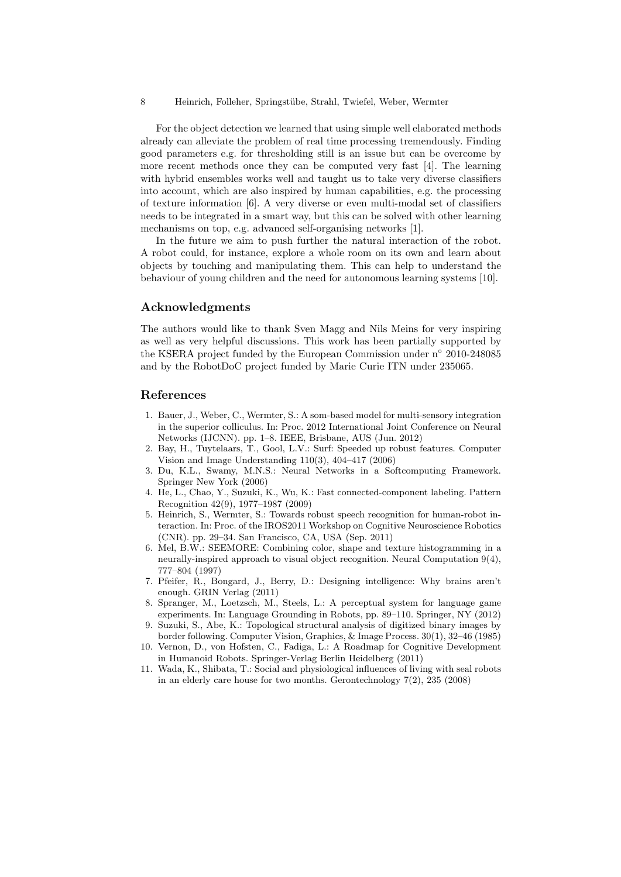For the object detection we learned that using simple well elaborated methods already can alleviate the problem of real time processing tremendously. Finding good parameters e.g. for thresholding still is an issue but can be overcome by more recent methods once they can be computed very fast [4]. The learning with hybrid ensembles works well and taught us to take very diverse classifiers into account, which are also inspired by human capabilities, e.g. the processing of texture information [6]. A very diverse or even multi-modal set of classifiers needs to be integrated in a smart way, but this can be solved with other learning mechanisms on top, e.g. advanced self-organising networks [1].

In the future we aim to push further the natural interaction of the robot. A robot could, for instance, explore a whole room on its own and learn about objects by touching and manipulating them. This can help to understand the behaviour of young children and the need for autonomous learning systems [10].

## Acknowledgments

The authors would like to thank Sven Magg and Nils Meins for very inspiring as well as very helpful discussions. This work has been partially supported by the KSERA project funded by the European Commission under n° 2010-248085 and by the RobotDoC project funded by Marie Curie ITN under 235065.

## References

1. Bauer, J., Weber, C., Wermter, S.: A som-based model for multi-sensory integration in the superior colliculus. In: Proc. 2012 International Joint Conference on Neural Networks (IJCNN). pp. 1–8. IEEE, Brisbane, AUS (Jun. 2012)
2. Bay, H., Tuytelaars, T., Gool, L.V.: Surf: Speeded up robust features. Computer Vision and Image Understanding 110(3), 404–417 (2006)
3. Du, K.L., Swamy, M.N.S.: Neural Networks in a Softcomputing Framework. Springer New York (2006)
4. He, L., Chao, Y., Suzuki, K., Wu, K.: Fast connected-component labeling. Pattern Recognition 42(9), 1977–1987 (2009)
5. Heinrich, S., Wermter, S.: Towards robust speech recognition for human-robot interaction. In: Proc. of the IROS2011 Workshop on Cognitive Neuroscience Robotics (CNR). pp. 29–34. San Francisco, CA, USA (Sep. 2011)
6. Mel, B.W.: SEEMORE: Combining color, shape and texture histogramming in a neurally-inspired approach to visual object recognition. Neural Computation 9(4), 777–804 (1997)
7. Pfeifer, R., Bongard, J., Berry, D.: Designing intelligence: Why brains aren't enough. GRIN Verlag (2011)
8. Spranger, M., Loetzsch, M., Steels, L.: A perceptual system for language game experiments. In: Language Grounding in Robots, pp. 89–110. Springer, NY (2012)
9. Suzuki, S., Abe, K.: Topological structural analysis of digitized binary images by border following. Computer Vision, Graphics, & Image Process. 30(1), 32–46 (1985)
10. Vernon, D., von Hofsten, C., Fadiga, L.: A Roadmap for Cognitive Development in Humanoid Robots. Springer-Verlag Berlin Heidelberg (2011)
11. Wada, K., Shibata, T.: Social and physiological influences of living with seal robots in an elderly care house for two months. Gerontechnology 7(2), 235 (2008)